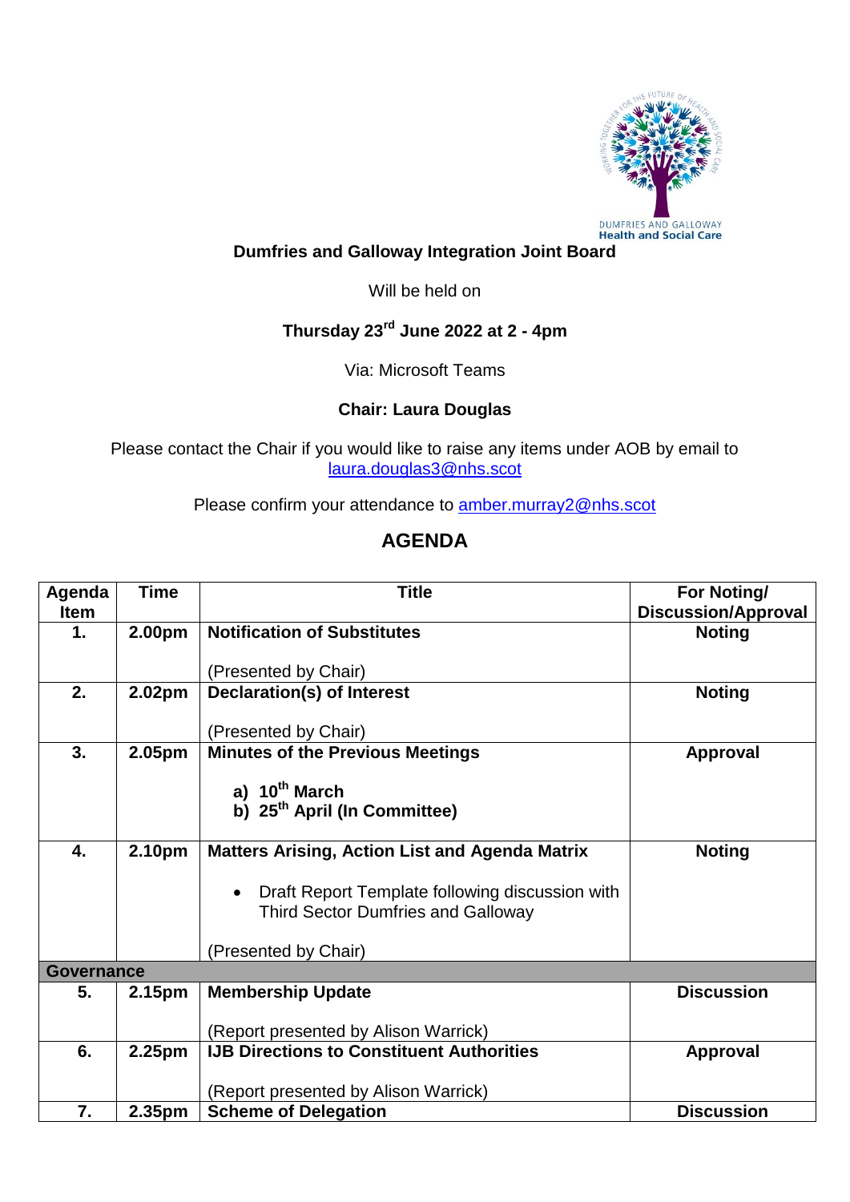DUMFRIES AND GALLOWAY
Health and Social Care

**Dumfries and Galloway Integration Joint Board**

Will be held on

**Thursday 23rd June 2022 at 2 - 4pm**

Via: Microsoft Teams

**Chair: Laura Douglas**

Please contact the Chair if you would like to raise any items under AOB by email to laura.douglas3@nhs.scot

Please confirm your attendance to amber.murray2@nhs.scot

## AGENDA

| Agenda Item | Time | Title | For Noting/ Discussion/Approval |
|---|---|---|---|
| **1.** | **2.00pm** | **Notification of Substitutes**<br><br>(Presented by Chair) | **Noting** |
| **2.** | **2.02pm** | **Declaration(s) of Interest**<br><br>(Presented by Chair) | **Noting** |
| **3.** | **2.05pm** | **Minutes of the Previous Meetings**<br><br>**a) 10th March**<br>**b) 25th April (In Committee)** | **Approval** |
| **4.** | **2.10pm** | **Matters Arising, Action List and Agenda Matrix**<br><br>• Draft Report Template following discussion with Third Sector Dumfries and Galloway<br><br>(Presented by Chair) | **Noting** |
| **Governance** | | | |
| **5.** | **2.15pm** | **Membership Update**<br><br>(Report presented by Alison Warrick) | **Discussion** |
| **6.** | **2.25pm** | **IJB Directions to Constituent Authorities**<br><br>(Report presented by Alison Warrick) | **Approval** |
| **7.** | **2.35pm** | **Scheme of Delegation** | **Discussion** |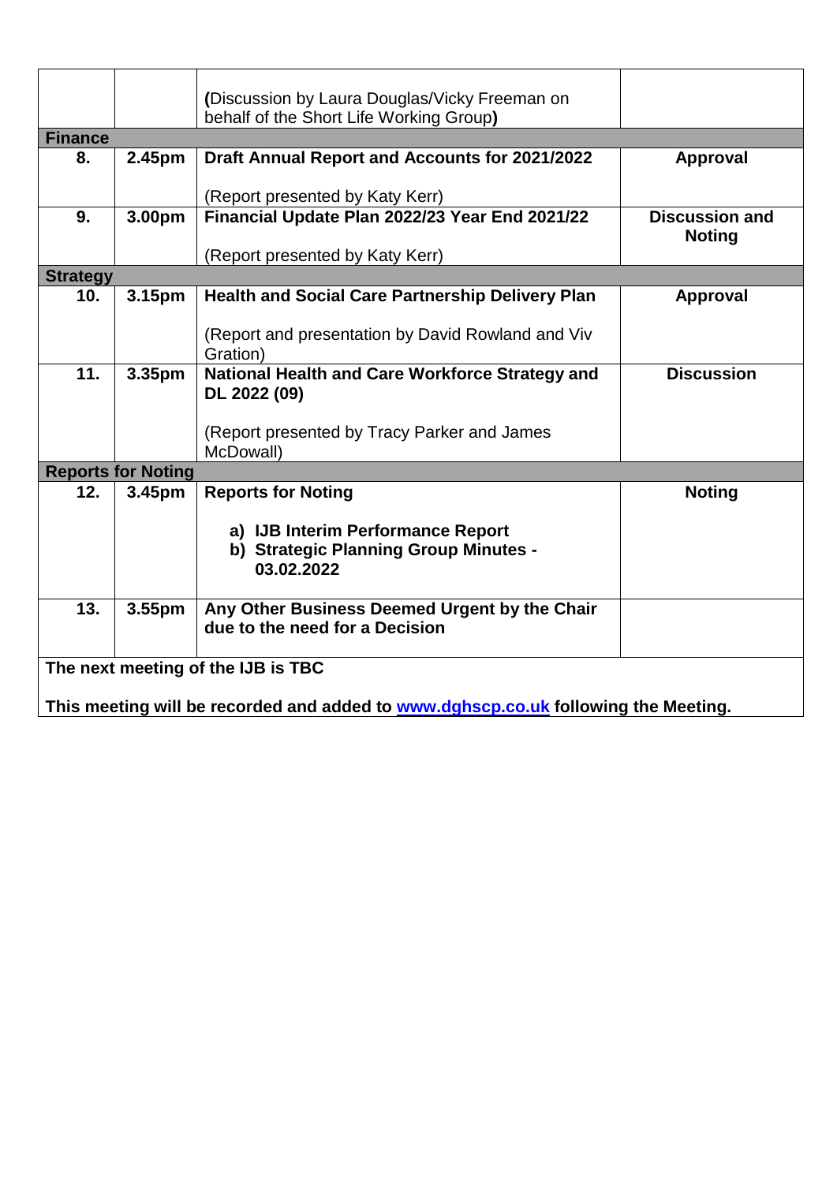| | | | |
|---|---|---|---|
| | | **(**Discussion by Laura Douglas/Vicky Freeman on behalf of the Short Life Working Group**)** | |
| **Finance** | | | |
| **8.** | **2.45pm** | **Draft Annual Report and Accounts for 2021/2022**<br><br>(Report presented by Katy Kerr) | **Approval** |
| **9.** | **3.00pm** | **Financial Update Plan 2022/23 Year End 2021/22**<br><br>(Report presented by Katy Kerr) | **Discussion and Noting** |
| **Strategy** | | | |
| **10.** | **3.15pm** | **Health and Social Care Partnership Delivery Plan**<br><br>(Report and presentation by David Rowland and Viv Gration) | **Approval** |
| **11.** | **3.35pm** | **National Health and Care Workforce Strategy and DL 2022 (09)**<br><br>(Report presented by Tracy Parker and James McDowall) | **Discussion** |
| **Reports for Noting** | | | |
| **12.** | **3.45pm** | **Reports for Noting**<br><br>**a) IJB Interim Performance Report**<br>**b) Strategic Planning Group Minutes - 03.02.2022** | **Noting** |
| **13.** | **3.55pm** | **Any Other Business Deemed Urgent by the Chair due to the need for a Decision** | |
| **The next meeting of the IJB is TBC**<br><br>**This meeting will be recorded and added to [www.dghscp.co.uk](http://www.dghscp.co.uk) following the Meeting.** | | | |